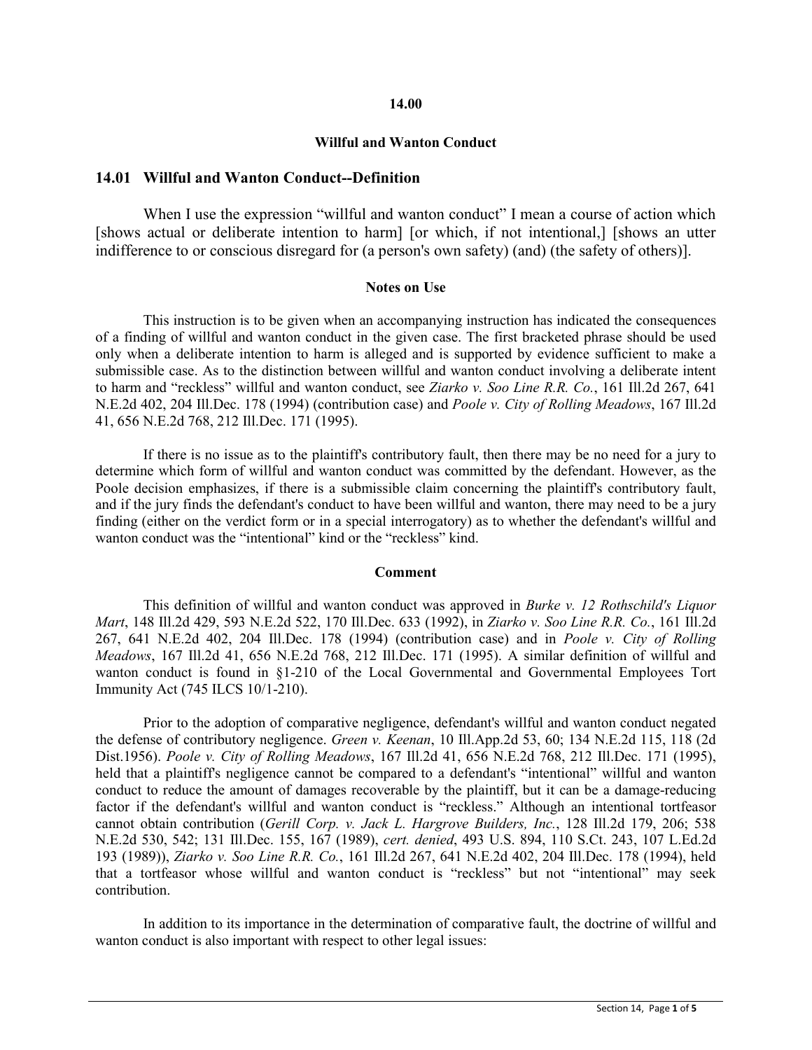# 14.00

## Willful and Wanton Conduct

### 14.01 Willful and Wanton Conduct--Definition

When I use the expression "willful and wanton conduct" I mean a course of action which [shows actual or deliberate intention to harm] [or which, if not intentional,] [shows an utter indifference to or conscious disregard for (a person's own safety) (and) (the safety of others)].

#### Notes on Use

This instruction is to be given when an accompanying instruction has indicated the consequences of a finding of willful and wanton conduct in the given case. The first bracketed phrase should be used only when a deliberate intention to harm is alleged and is supported by evidence sufficient to make a submissible case. As to the distinction between willful and wanton conduct involving a deliberate intent to harm and "reckless" willful and wanton conduct, see *Ziarko v. Soo Line R.R. Co.*, 161 Ill.2d 267, 641 N.E.2d 402, 204 Ill.Dec. 178 (1994) (contribution case) and *Poole v. City of Rolling Meadows*, 167 Ill.2d 41, 656 N.E.2d 768, 212 Ill.Dec. 171 (1995).

If there is no issue as to the plaintiff's contributory fault, then there may be no need for a jury to determine which form of willful and wanton conduct was committed by the defendant. However, as the Poole decision emphasizes, if there is a submissible claim concerning the plaintiff's contributory fault, and if the jury finds the defendant's conduct to have been willful and wanton, there may need to be a jury finding (either on the verdict form or in a special interrogatory) as to whether the defendant's willful and wanton conduct was the "intentional" kind or the "reckless" kind.

#### Comment

This definition of willful and wanton conduct was approved in *Burke v. 12 Rothschild's Liquor Mart*, 148 Ill.2d 429, 593 N.E.2d 522, 170 Ill.Dec. 633 (1992), in *Ziarko v. Soo Line R.R. Co.*, 161 Ill.2d 267, 641 N.E.2d 402, 204 Ill.Dec. 178 (1994) (contribution case) and in *Poole v. City of Rolling Meadows*, 167 Ill.2d 41, 656 N.E.2d 768, 212 Ill.Dec. 171 (1995). A similar definition of willful and wanton conduct is found in §1-210 of the Local Governmental and Governmental Employees Tort Immunity Act (745 ILCS 10/1-210).

Prior to the adoption of comparative negligence, defendant's willful and wanton conduct negated the defense of contributory negligence. *Green v. Keenan*, 10 Ill.App.2d 53, 60; 134 N.E.2d 115, 118 (2d Dist.1956). *Poole v. City of Rolling Meadows*, 167 Ill.2d 41, 656 N.E.2d 768, 212 Ill.Dec. 171 (1995), held that a plaintiff's negligence cannot be compared to a defendant's "intentional" willful and wanton conduct to reduce the amount of damages recoverable by the plaintiff, but it can be a damage-reducing factor if the defendant's willful and wanton conduct is "reckless." Although an intentional tortfeasor cannot obtain contribution (*Gerill Corp. v. Jack L. Hargrove Builders, Inc.*, 128 Ill.2d 179, 206; 538 N.E.2d 530, 542; 131 Ill.Dec. 155, 167 (1989), *cert. denied*, 493 U.S. 894, 110 S.Ct. 243, 107 L.Ed.2d 193 (1989)), *Ziarko v. Soo Line R.R. Co.*, 161 Ill.2d 267, 641 N.E.2d 402, 204 Ill.Dec. 178 (1994), held that a tortfeasor whose willful and wanton conduct is "reckless" but not "intentional" may seek contribution.

In addition to its importance in the determination of comparative fault, the doctrine of willful and wanton conduct is also important with respect to other legal issues: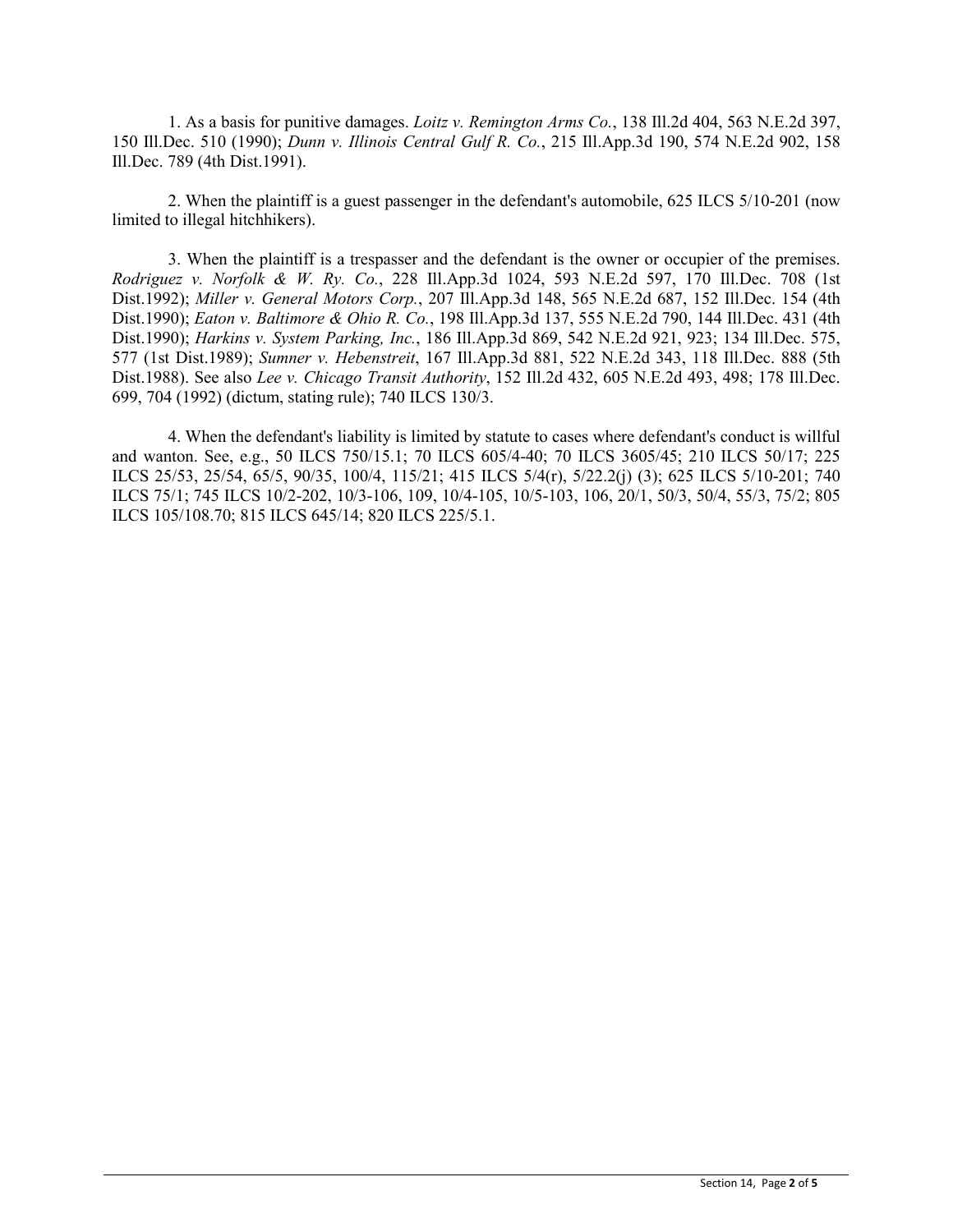1. As a basis for punitive damages. *Loitz v. Remington Arms Co.*, 138 Ill.2d 404, 563 N.E.2d 397, 150 Ill.Dec. 510 (1990); *Dunn v. Illinois Central Gulf R. Co.*, 215 Ill.App.3d 190, 574 N.E.2d 902, 158 Ill.Dec. 789 (4th Dist.1991).

2. When the plaintiff is a guest passenger in the defendant's automobile, 625 ILCS 5/10-201 (now limited to illegal hitchhikers).

3. When the plaintiff is a trespasser and the defendant is the owner or occupier of the premises. *Rodriguez v. Norfolk & W. Ry. Co.*, 228 Ill.App.3d 1024, 593 N.E.2d 597, 170 Ill.Dec. 708 (1st Dist.1992); *Miller v. General Motors Corp.*, 207 Ill.App.3d 148, 565 N.E.2d 687, 152 Ill.Dec. 154 (4th Dist.1990); *Eaton v. Baltimore & Ohio R. Co.*, 198 Ill.App.3d 137, 555 N.E.2d 790, 144 Ill.Dec. 431 (4th Dist.1990); *Harkins v. System Parking, Inc.*, 186 Ill.App.3d 869, 542 N.E.2d 921, 923; 134 Ill.Dec. 575, 577 (1st Dist.1989); *Sumner v. Hebenstreit*, 167 Ill.App.3d 881, 522 N.E.2d 343, 118 Ill.Dec. 888 (5th Dist.1988). See also *Lee v. Chicago Transit Authority*, 152 Ill.2d 432, 605 N.E.2d 493, 498; 178 Ill.Dec. 699, 704 (1992) (dictum, stating rule); 740 ILCS 130/3.

4. When the defendant's liability is limited by statute to cases where defendant's conduct is willful and wanton. See, e.g., 50 ILCS 750/15.1; 70 ILCS 605/4-40; 70 ILCS 3605/45; 210 ILCS 50/17; 225 ILCS 25/53, 25/54, 65/5, 90/35, 100/4, 115/21; 415 ILCS 5/4(r), 5/22.2(j) (3); 625 ILCS 5/10-201; 740 ILCS 75/1; 745 ILCS 10/2-202, 10/3-106, 109, 10/4-105, 10/5-103, 106, 20/1, 50/3, 50/4, 55/3, 75/2; 805 ILCS 105/108.70; 815 ILCS 645/14; 820 ILCS 225/5.1.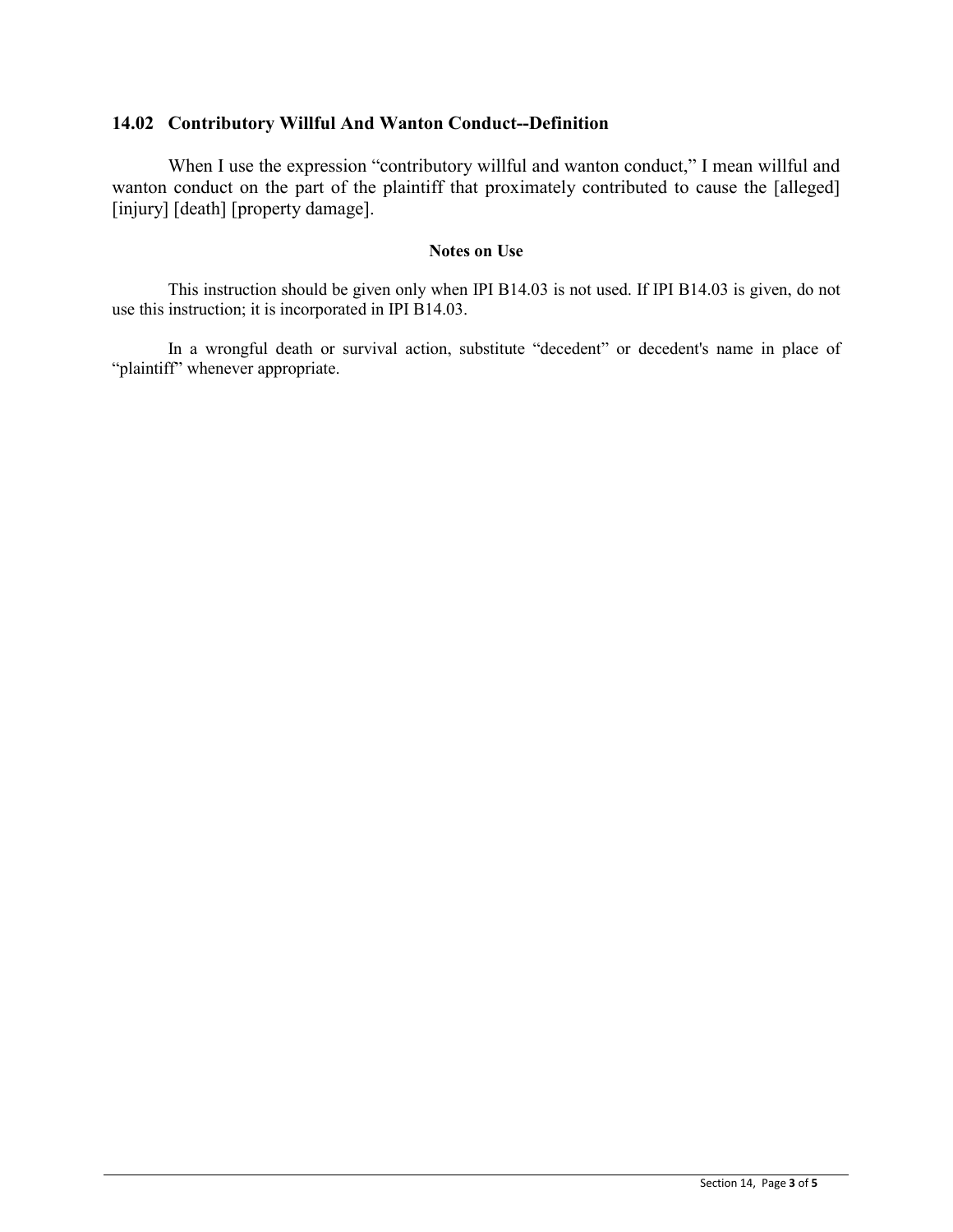### 14.02 Contributory Willful And Wanton Conduct--Definition

When I use the expression "contributory willful and wanton conduct," I mean willful and wanton conduct on the part of the plaintiff that proximately contributed to cause the [alleged] [injury] [death] [property damage].

**Notes on Use**

This instruction should be given only when IPI B14.03 is not used. If IPI B14.03 is given, do not use this instruction; it is incorporated in IPI B14.03.

In a wrongful death or survival action, substitute "decedent" or decedent's name in place of "plaintiff" whenever appropriate.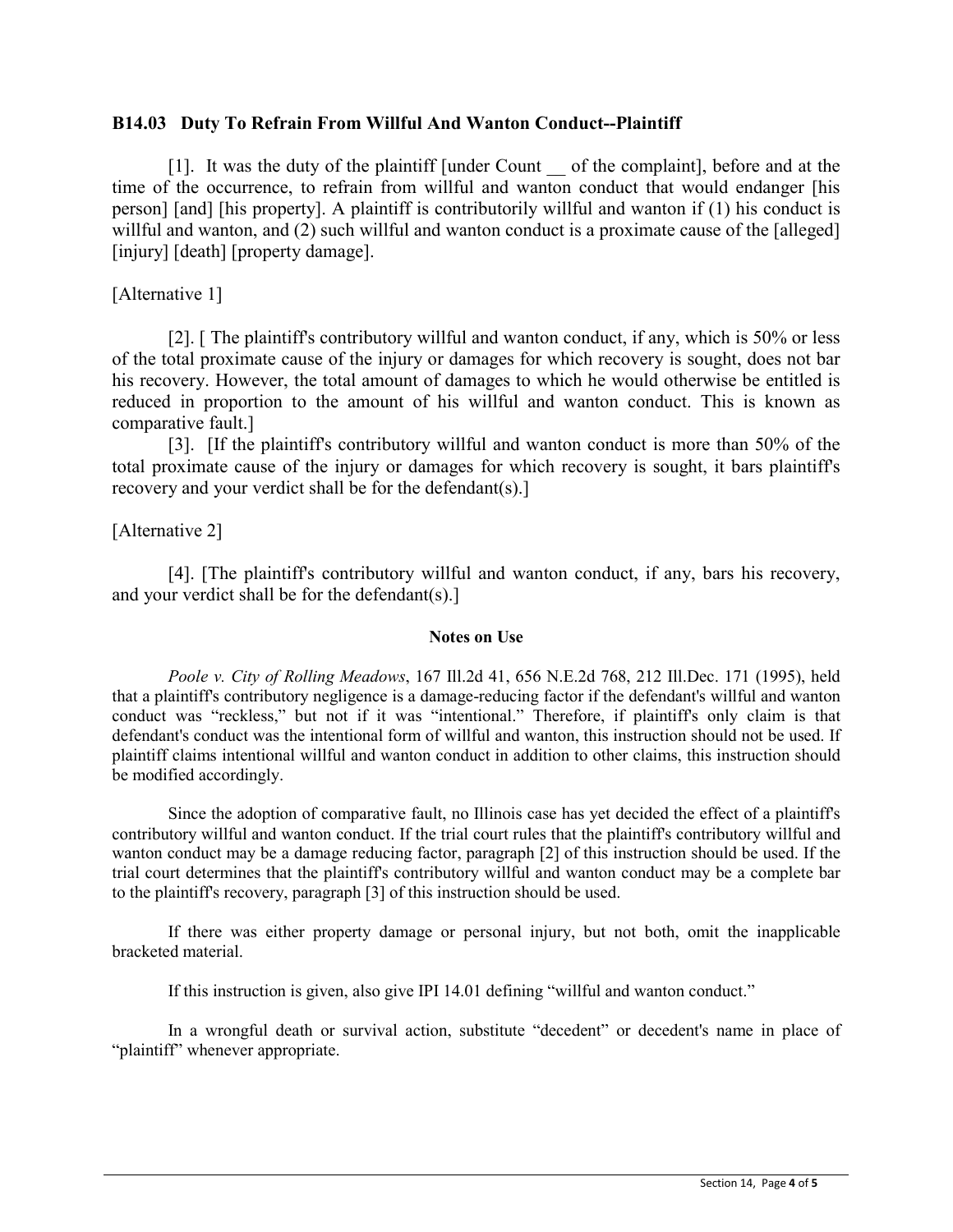### B14.03 Duty To Refrain From Willful And Wanton Conduct--Plaintiff

[1]. It was the duty of the plaintiff [under Count __ of the complaint], before and at the time of the occurrence, to refrain from willful and wanton conduct that would endanger [his person] [and] [his property]. A plaintiff is contributorily willful and wanton if (1) his conduct is willful and wanton, and (2) such willful and wanton conduct is a proximate cause of the [alleged] [injury] [death] [property damage].

[Alternative 1]

[2]. [ The plaintiff's contributory willful and wanton conduct, if any, which is 50% or less of the total proximate cause of the injury or damages for which recovery is sought, does not bar his recovery. However, the total amount of damages to which he would otherwise be entitled is reduced in proportion to the amount of his willful and wanton conduct. This is known as comparative fault.]

[3]. [If the plaintiff's contributory willful and wanton conduct is more than 50% of the total proximate cause of the injury or damages for which recovery is sought, it bars plaintiff's recovery and your verdict shall be for the defendant(s).]

[Alternative 2]

[4]. [The plaintiff's contributory willful and wanton conduct, if any, bars his recovery, and your verdict shall be for the defendant(s).]

**Notes on Use**

*Poole v. City of Rolling Meadows*, 167 Ill.2d 41, 656 N.E.2d 768, 212 Ill.Dec. 171 (1995), held that a plaintiff's contributory negligence is a damage-reducing factor if the defendant's willful and wanton conduct was "reckless," but not if it was "intentional." Therefore, if plaintiff's only claim is that defendant's conduct was the intentional form of willful and wanton, this instruction should not be used. If plaintiff claims intentional willful and wanton conduct in addition to other claims, this instruction should be modified accordingly.

Since the adoption of comparative fault, no Illinois case has yet decided the effect of a plaintiff's contributory willful and wanton conduct. If the trial court rules that the plaintiff's contributory willful and wanton conduct may be a damage reducing factor, paragraph [2] of this instruction should be used. If the trial court determines that the plaintiff's contributory willful and wanton conduct may be a complete bar to the plaintiff's recovery, paragraph [3] of this instruction should be used.

If there was either property damage or personal injury, but not both, omit the inapplicable bracketed material.

If this instruction is given, also give IPI 14.01 defining "willful and wanton conduct."

In a wrongful death or survival action, substitute "decedent" or decedent's name in place of "plaintiff" whenever appropriate.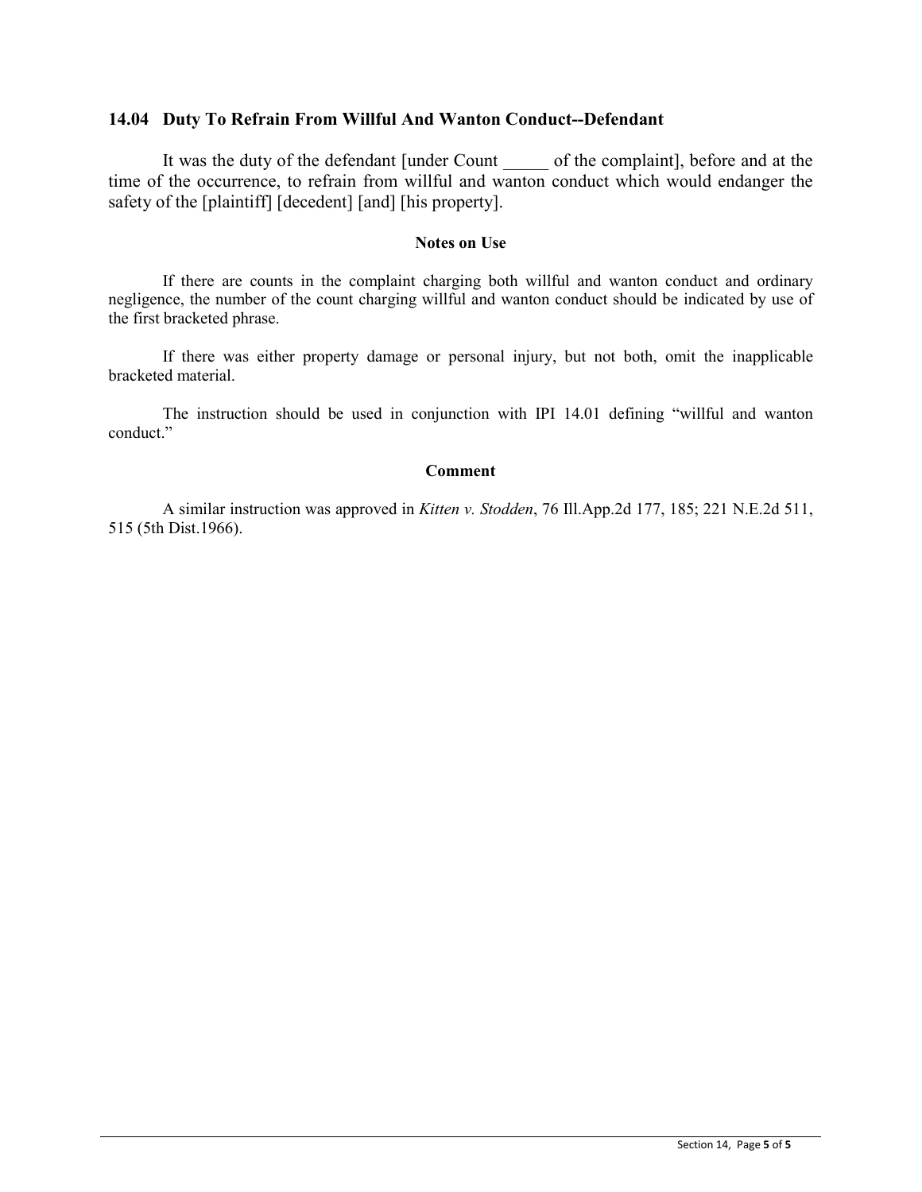## 14.04 Duty To Refrain From Willful And Wanton Conduct--Defendant

It was the duty of the defendant [under Count _____ of the complaint], before and at the time of the occurrence, to refrain from willful and wanton conduct which would endanger the safety of the [plaintiff] [decedent] [and] [his property].

### Notes on Use

If there are counts in the complaint charging both willful and wanton conduct and ordinary negligence, the number of the count charging willful and wanton conduct should be indicated by use of the first bracketed phrase.

If there was either property damage or personal injury, but not both, omit the inapplicable bracketed material.

The instruction should be used in conjunction with IPI 14.01 defining "willful and wanton conduct."

### Comment

A similar instruction was approved in *Kitten v. Stodden*, 76 Ill.App.2d 177, 185; 221 N.E.2d 511, 515 (5th Dist.1966).